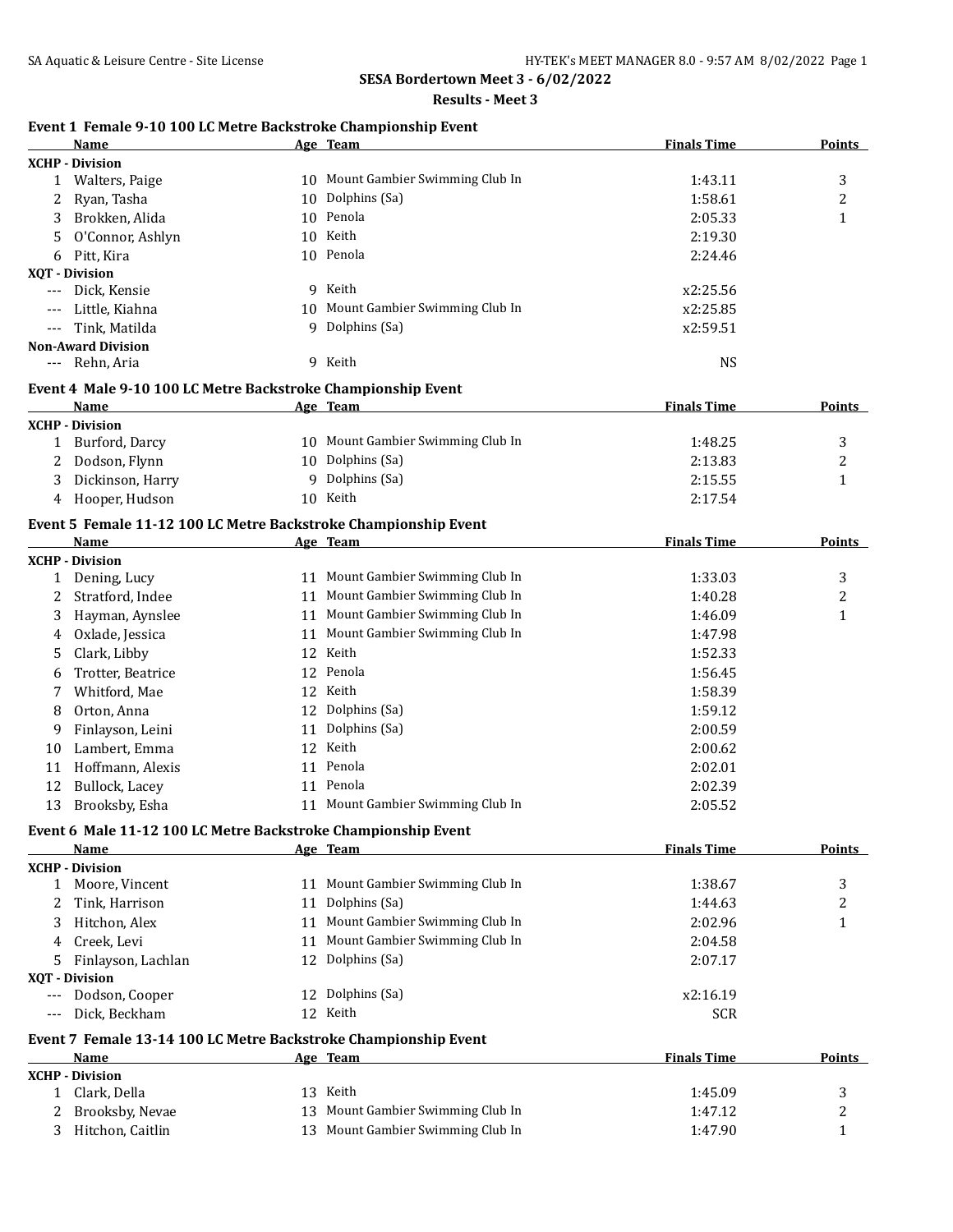# SESA Bordertown Meet 3 - 6/02/2022

## Results - Meet 3

### Event 1 Female 9-10 100 LC Metre Backstroke Championship Event

| | Name | Age | Team | Finals Time | Points |
|---|---|---|---|---|---|
| **XCHP - Division** | | | | | |
| 1 | Walters, Paige | 10 | Mount Gambier Swimming Club In | 1:43.11 | 3 |
| 2 | Ryan, Tasha | 10 | Dolphins (Sa) | 1:58.61 | 2 |
| 3 | Brokken, Alida | 10 | Penola | 2:05.33 | 1 |
| 5 | O'Connor, Ashlyn | 10 | Keith | 2:19.30 | |
| 6 | Pitt, Kira | 10 | Penola | 2:24.46 | |
| **XQT - Division** | | | | | |
| --- | Dick, Kensie | 9 | Keith | x2:25.56 | |
| --- | Little, Kiahna | 10 | Mount Gambier Swimming Club In | x2:25.85 | |
| --- | Tink, Matilda | 9 | Dolphins (Sa) | x2:59.51 | |
| **Non-Award Division** | | | | | |
| --- | Rehn, Aria | 9 | Keith | NS | |

### Event 4 Male 9-10 100 LC Metre Backstroke Championship Event

| | Name | Age | Team | Finals Time | Points |
|---|---|---|---|---|---|
| **XCHP - Division** | | | | | |
| 1 | Burford, Darcy | 10 | Mount Gambier Swimming Club In | 1:48.25 | 3 |
| 2 | Dodson, Flynn | 10 | Dolphins (Sa) | 2:13.83 | 2 |
| 3 | Dickinson, Harry | 9 | Dolphins (Sa) | 2:15.55 | 1 |
| 4 | Hooper, Hudson | 10 | Keith | 2:17.54 | |

### Event 5 Female 11-12 100 LC Metre Backstroke Championship Event

| | Name | Age | Team | Finals Time | Points |
|---|---|---|---|---|---|
| **XCHP - Division** | | | | | |
| 1 | Dening, Lucy | 11 | Mount Gambier Swimming Club In | 1:33.03 | 3 |
| 2 | Stratford, Indee | 11 | Mount Gambier Swimming Club In | 1:40.28 | 2 |
| 3 | Hayman, Aynslee | 11 | Mount Gambier Swimming Club In | 1:46.09 | 1 |
| 4 | Oxlade, Jessica | 11 | Mount Gambier Swimming Club In | 1:47.98 | |
| 5 | Clark, Libby | 12 | Keith | 1:52.33 | |
| 6 | Trotter, Beatrice | 12 | Penola | 1:56.45 | |
| 7 | Whitford, Mae | 12 | Keith | 1:58.39 | |
| 8 | Orton, Anna | 12 | Dolphins (Sa) | 1:59.12 | |
| 9 | Finlayson, Leini | 11 | Dolphins (Sa) | 2:00.59 | |
| 10 | Lambert, Emma | 12 | Keith | 2:00.62 | |
| 11 | Hoffmann, Alexis | 11 | Penola | 2:02.01 | |
| 12 | Bullock, Lacey | 11 | Penola | 2:02.39 | |
| 13 | Brooksby, Esha | 11 | Mount Gambier Swimming Club In | 2:05.52 | |

### Event 6 Male 11-12 100 LC Metre Backstroke Championship Event

| | Name | Age | Team | Finals Time | Points |
|---|---|---|---|---|---|
| **XCHP - Division** | | | | | |
| 1 | Moore, Vincent | 11 | Mount Gambier Swimming Club In | 1:38.67 | 3 |
| 2 | Tink, Harrison | 11 | Dolphins (Sa) | 1:44.63 | 2 |
| 3 | Hitchon, Alex | 11 | Mount Gambier Swimming Club In | 2:02.96 | 1 |
| 4 | Creek, Levi | 11 | Mount Gambier Swimming Club In | 2:04.58 | |
| 5 | Finlayson, Lachlan | 12 | Dolphins (Sa) | 2:07.17 | |
| **XQT - Division** | | | | | |
| --- | Dodson, Cooper | 12 | Dolphins (Sa) | x2:16.19 | |
| --- | Dick, Beckham | 12 | Keith | SCR | |

### Event 7 Female 13-14 100 LC Metre Backstroke Championship Event

| | Name | Age | Team | Finals Time | Points |
|---|---|---|---|---|---|
| **XCHP - Division** | | | | | |
| 1 | Clark, Della | 13 | Keith | 1:45.09 | 3 |
| 2 | Brooksby, Nevae | 13 | Mount Gambier Swimming Club In | 1:47.12 | 2 |
| 3 | Hitchon, Caitlin | 13 | Mount Gambier Swimming Club In | 1:47.90 | 1 |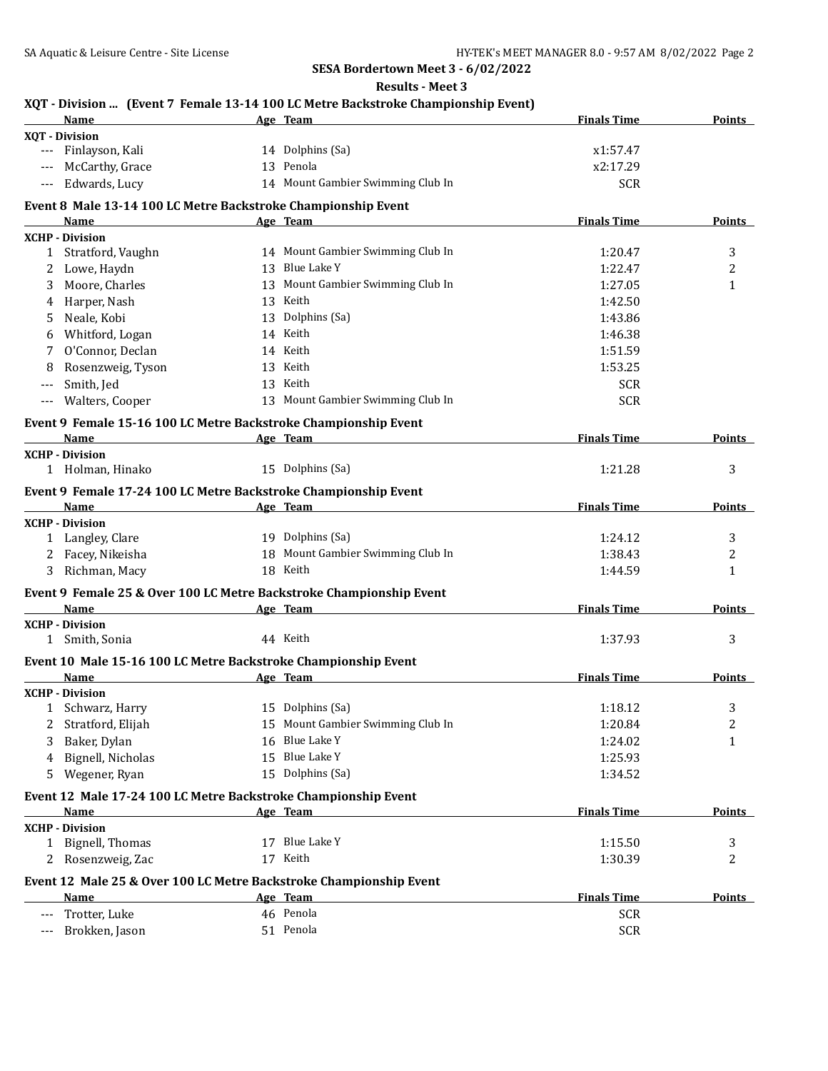## SESA Bordertown Meet 3 - 6/02/2022

### Results - Meet 3

### XQT - Division ... (Event 7 Female 13-14 100 LC Metre Backstroke Championship Event)

| | Name | Age | Team | Finals Time | Points |
|---|---|---|---|---|---|
| **XQT - Division** | | | | | |
| --- | Finlayson, Kali | 14 | Dolphins (Sa) | x1:57.47 | |
| --- | McCarthy, Grace | 13 | Penola | x2:17.29 | |
| --- | Edwards, Lucy | 14 | Mount Gambier Swimming Club In | SCR | |

### Event 8 Male 13-14 100 LC Metre Backstroke Championship Event

| | Name | Age | Team | Finals Time | Points |
|---|---|---|---|---|---|
| **XCHP - Division** | | | | | |
| 1 | Stratford, Vaughn | 14 | Mount Gambier Swimming Club In | 1:20.47 | 3 |
| 2 | Lowe, Haydn | 13 | Blue Lake Y | 1:22.47 | 2 |
| 3 | Moore, Charles | 13 | Mount Gambier Swimming Club In | 1:27.05 | 1 |
| 4 | Harper, Nash | 13 | Keith | 1:42.50 | |
| 5 | Neale, Kobi | 13 | Dolphins (Sa) | 1:43.86 | |
| 6 | Whitford, Logan | 14 | Keith | 1:46.38 | |
| 7 | O'Connor, Declan | 14 | Keith | 1:51.59 | |
| 8 | Rosenzweig, Tyson | 13 | Keith | 1:53.25 | |
| --- | Smith, Jed | 13 | Keith | SCR | |
| --- | Walters, Cooper | 13 | Mount Gambier Swimming Club In | SCR | |

### Event 9 Female 15-16 100 LC Metre Backstroke Championship Event

| | Name | Age | Team | Finals Time | Points |
|---|---|---|---|---|---|
| **XCHP - Division** | | | | | |
| 1 | Holman, Hinako | 15 | Dolphins (Sa) | 1:21.28 | 3 |

### Event 9 Female 17-24 100 LC Metre Backstroke Championship Event

| | Name | Age | Team | Finals Time | Points |
|---|---|---|---|---|---|
| **XCHP - Division** | | | | | |
| 1 | Langley, Clare | 19 | Dolphins (Sa) | 1:24.12 | 3 |
| 2 | Facey, Nikeisha | 18 | Mount Gambier Swimming Club In | 1:38.43 | 2 |
| 3 | Richman, Macy | 18 | Keith | 1:44.59 | 1 |

### Event 9 Female 25 & Over 100 LC Metre Backstroke Championship Event

| | Name | Age | Team | Finals Time | Points |
|---|---|---|---|---|---|
| **XCHP - Division** | | | | | |
| 1 | Smith, Sonia | 44 | Keith | 1:37.93 | 3 |

### Event 10 Male 15-16 100 LC Metre Backstroke Championship Event

| | Name | Age | Team | Finals Time | Points |
|---|---|---|---|---|---|
| **XCHP - Division** | | | | | |
| 1 | Schwarz, Harry | 15 | Dolphins (Sa) | 1:18.12 | 3 |
| 2 | Stratford, Elijah | 15 | Mount Gambier Swimming Club In | 1:20.84 | 2 |
| 3 | Baker, Dylan | 16 | Blue Lake Y | 1:24.02 | 1 |
| 4 | Bignell, Nicholas | 15 | Blue Lake Y | 1:25.93 | |
| 5 | Wegener, Ryan | 15 | Dolphins (Sa) | 1:34.52 | |

### Event 12 Male 17-24 100 LC Metre Backstroke Championship Event

| | Name | Age | Team | Finals Time | Points |
|---|---|---|---|---|---|
| **XCHP - Division** | | | | | |
| 1 | Bignell, Thomas | 17 | Blue Lake Y | 1:15.50 | 3 |
| 2 | Rosenzweig, Zac | 17 | Keith | 1:30.39 | 2 |

### Event 12 Male 25 & Over 100 LC Metre Backstroke Championship Event

| | Name | Age | Team | Finals Time | Points |
|---|---|---|---|---|---|
| --- | Trotter, Luke | 46 | Penola | SCR | |
| --- | Brokken, Jason | 51 | Penola | SCR | |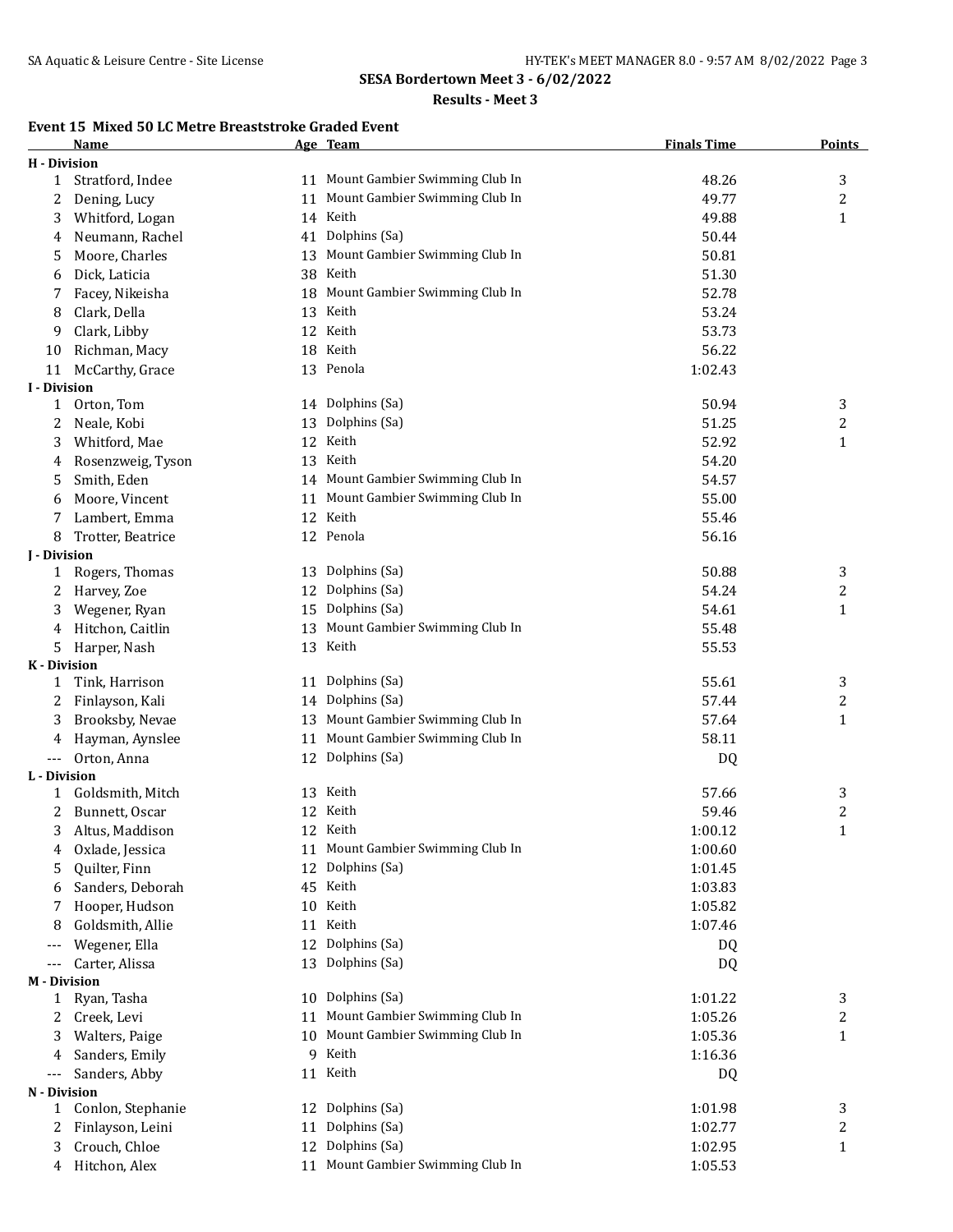SESA Bordertown Meet 3 - 6/02/2022

Results - Meet 3

### Event 15 Mixed 50 LC Metre Breaststroke Graded Event

| | Name | Age | Team | Finals Time | Points |
|---|---|---|---|---|---|
| **H - Division** | | | | | |
| 1 | Stratford, Indee | 11 | Mount Gambier Swimming Club In | 48.26 | 3 |
| 2 | Dening, Lucy | 11 | Mount Gambier Swimming Club In | 49.77 | 2 |
| 3 | Whitford, Logan | 14 | Keith | 49.88 | 1 |
| 4 | Neumann, Rachel | 41 | Dolphins (Sa) | 50.44 | |
| 5 | Moore, Charles | 13 | Mount Gambier Swimming Club In | 50.81 | |
| 6 | Dick, Laticia | 38 | Keith | 51.30 | |
| 7 | Facey, Nikeisha | 18 | Mount Gambier Swimming Club In | 52.78 | |
| 8 | Clark, Della | 13 | Keith | 53.24 | |
| 9 | Clark, Libby | 12 | Keith | 53.73 | |
| 10 | Richman, Macy | 18 | Keith | 56.22 | |
| 11 | McCarthy, Grace | 13 | Penola | 1:02.43 | |
| **I - Division** | | | | | |
| 1 | Orton, Tom | 14 | Dolphins (Sa) | 50.94 | 3 |
| 2 | Neale, Kobi | 13 | Dolphins (Sa) | 51.25 | 2 |
| 3 | Whitford, Mae | 12 | Keith | 52.92 | 1 |
| 4 | Rosenzweig, Tyson | 13 | Keith | 54.20 | |
| 5 | Smith, Eden | 14 | Mount Gambier Swimming Club In | 54.57 | |
| 6 | Moore, Vincent | 11 | Mount Gambier Swimming Club In | 55.00 | |
| 7 | Lambert, Emma | 12 | Keith | 55.46 | |
| 8 | Trotter, Beatrice | 12 | Penola | 56.16 | |
| **J - Division** | | | | | |
| 1 | Rogers, Thomas | 13 | Dolphins (Sa) | 50.88 | 3 |
| 2 | Harvey, Zoe | 12 | Dolphins (Sa) | 54.24 | 2 |
| 3 | Wegener, Ryan | 15 | Dolphins (Sa) | 54.61 | 1 |
| 4 | Hitchon, Caitlin | 13 | Mount Gambier Swimming Club In | 55.48 | |
| 5 | Harper, Nash | 13 | Keith | 55.53 | |
| **K - Division** | | | | | |
| 1 | Tink, Harrison | 11 | Dolphins (Sa) | 55.61 | 3 |
| 2 | Finlayson, Kali | 14 | Dolphins (Sa) | 57.44 | 2 |
| 3 | Brooksby, Nevae | 13 | Mount Gambier Swimming Club In | 57.64 | 1 |
| 4 | Hayman, Aynslee | 11 | Mount Gambier Swimming Club In | 58.11 | |
| --- | Orton, Anna | 12 | Dolphins (Sa) | DQ | |
| **L - Division** | | | | | |
| 1 | Goldsmith, Mitch | 13 | Keith | 57.66 | 3 |
| 2 | Bunnett, Oscar | 12 | Keith | 59.46 | 2 |
| 3 | Altus, Maddison | 12 | Keith | 1:00.12 | 1 |
| 4 | Oxlade, Jessica | 11 | Mount Gambier Swimming Club In | 1:00.60 | |
| 5 | Quilter, Finn | 12 | Dolphins (Sa) | 1:01.45 | |
| 6 | Sanders, Deborah | 45 | Keith | 1:03.83 | |
| 7 | Hooper, Hudson | 10 | Keith | 1:05.82 | |
| 8 | Goldsmith, Allie | 11 | Keith | 1:07.46 | |
| --- | Wegener, Ella | 12 | Dolphins (Sa) | DQ | |
| --- | Carter, Alissa | 13 | Dolphins (Sa) | DQ | |
| **M - Division** | | | | | |
| 1 | Ryan, Tasha | 10 | Dolphins (Sa) | 1:01.22 | 3 |
| 2 | Creek, Levi | 11 | Mount Gambier Swimming Club In | 1:05.26 | 2 |
| 3 | Walters, Paige | 10 | Mount Gambier Swimming Club In | 1:05.36 | 1 |
| 4 | Sanders, Emily | 9 | Keith | 1:16.36 | |
| --- | Sanders, Abby | 11 | Keith | DQ | |
| **N - Division** | | | | | |
| 1 | Conlon, Stephanie | 12 | Dolphins (Sa) | 1:01.98 | 3 |
| 2 | Finlayson, Leini | 11 | Dolphins (Sa) | 1:02.77 | 2 |
| 3 | Crouch, Chloe | 12 | Dolphins (Sa) | 1:02.95 | 1 |
| 4 | Hitchon, Alex | 11 | Mount Gambier Swimming Club In | 1:05.53 | |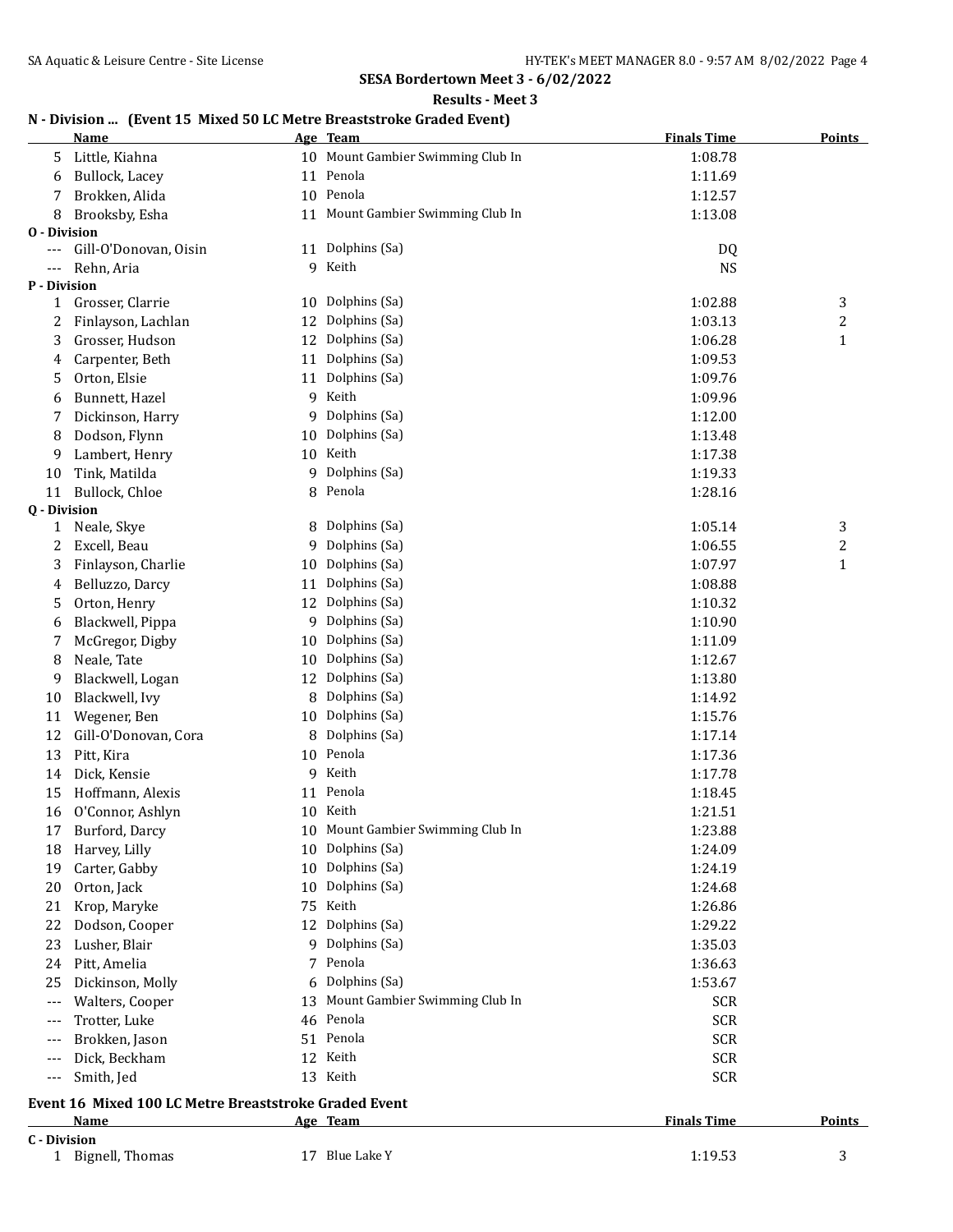**SESA Bordertown Meet 3 - 6/02/2022**

**Results - Meet 3**

### N - Division ... (Event 15 Mixed 50 LC Metre Breaststroke Graded Event)

| | Name | Age | Team | Finals Time | Points |
|---|---|---|---|---|---|
| 5 | Little, Kiahna | 10 | Mount Gambier Swimming Club In | 1:08.78 | |
| 6 | Bullock, Lacey | 11 | Penola | 1:11.69 | |
| 7 | Brokken, Alida | 10 | Penola | 1:12.57 | |
| 8 | Brooksby, Esha | 11 | Mount Gambier Swimming Club In | 1:13.08 | |
| **O - Division** | | | | | |
| --- | Gill-O'Donovan, Oisin | 11 | Dolphins (Sa) | DQ | |
| --- | Rehn, Aria | 9 | Keith | NS | |
| **P - Division** | | | | | |
| 1 | Grosser, Clarrie | 10 | Dolphins (Sa) | 1:02.88 | 3 |
| 2 | Finlayson, Lachlan | 12 | Dolphins (Sa) | 1:03.13 | 2 |
| 3 | Grosser, Hudson | 12 | Dolphins (Sa) | 1:06.28 | 1 |
| 4 | Carpenter, Beth | 11 | Dolphins (Sa) | 1:09.53 | |
| 5 | Orton, Elsie | 11 | Dolphins (Sa) | 1:09.76 | |
| 6 | Bunnett, Hazel | 9 | Keith | 1:09.96 | |
| 7 | Dickinson, Harry | 9 | Dolphins (Sa) | 1:12.00 | |
| 8 | Dodson, Flynn | 10 | Dolphins (Sa) | 1:13.48 | |
| 9 | Lambert, Henry | 10 | Keith | 1:17.38 | |
| 10 | Tink, Matilda | 9 | Dolphins (Sa) | 1:19.33 | |
| 11 | Bullock, Chloe | 8 | Penola | 1:28.16 | |
| **Q - Division** | | | | | |
| 1 | Neale, Skye | 8 | Dolphins (Sa) | 1:05.14 | 3 |
| 2 | Excell, Beau | 9 | Dolphins (Sa) | 1:06.55 | 2 |
| 3 | Finlayson, Charlie | 10 | Dolphins (Sa) | 1:07.97 | 1 |
| 4 | Belluzzo, Darcy | 11 | Dolphins (Sa) | 1:08.88 | |
| 5 | Orton, Henry | 12 | Dolphins (Sa) | 1:10.32 | |
| 6 | Blackwell, Pippa | 9 | Dolphins (Sa) | 1:10.90 | |
| 7 | McGregor, Digby | 10 | Dolphins (Sa) | 1:11.09 | |
| 8 | Neale, Tate | 10 | Dolphins (Sa) | 1:12.67 | |
| 9 | Blackwell, Logan | 12 | Dolphins (Sa) | 1:13.80 | |
| 10 | Blackwell, Ivy | 8 | Dolphins (Sa) | 1:14.92 | |
| 11 | Wegener, Ben | 10 | Dolphins (Sa) | 1:15.76 | |
| 12 | Gill-O'Donovan, Cora | 8 | Dolphins (Sa) | 1:17.14 | |
| 13 | Pitt, Kira | 10 | Penola | 1:17.36 | |
| 14 | Dick, Kensie | 9 | Keith | 1:17.78 | |
| 15 | Hoffmann, Alexis | 11 | Penola | 1:18.45 | |
| 16 | O'Connor, Ashlyn | 10 | Keith | 1:21.51 | |
| 17 | Burford, Darcy | 10 | Mount Gambier Swimming Club In | 1:23.88 | |
| 18 | Harvey, Lilly | 10 | Dolphins (Sa) | 1:24.09 | |
| 19 | Carter, Gabby | 10 | Dolphins (Sa) | 1:24.19 | |
| 20 | Orton, Jack | 10 | Dolphins (Sa) | 1:24.68 | |
| 21 | Krop, Maryke | 75 | Keith | 1:26.86 | |
| 22 | Dodson, Cooper | 12 | Dolphins (Sa) | 1:29.22 | |
| 23 | Lusher, Blair | 9 | Dolphins (Sa) | 1:35.03 | |
| 24 | Pitt, Amelia | 7 | Penola | 1:36.63 | |
| 25 | Dickinson, Molly | 6 | Dolphins (Sa) | 1:53.67 | |
| --- | Walters, Cooper | 13 | Mount Gambier Swimming Club In | SCR | |
| --- | Trotter, Luke | 46 | Penola | SCR | |
| --- | Brokken, Jason | 51 | Penola | SCR | |
| --- | Dick, Beckham | 12 | Keith | SCR | |
| --- | Smith, Jed | 13 | Keith | SCR | |

### Event 16 Mixed 100 LC Metre Breaststroke Graded Event

| | Name | Age | Team | Finals Time | Points |
|---|---|---|---|---|---|
| **C - Division** | | | | | |
| 1 | Bignell, Thomas | 17 | Blue Lake Y | 1:19.53 | 3 |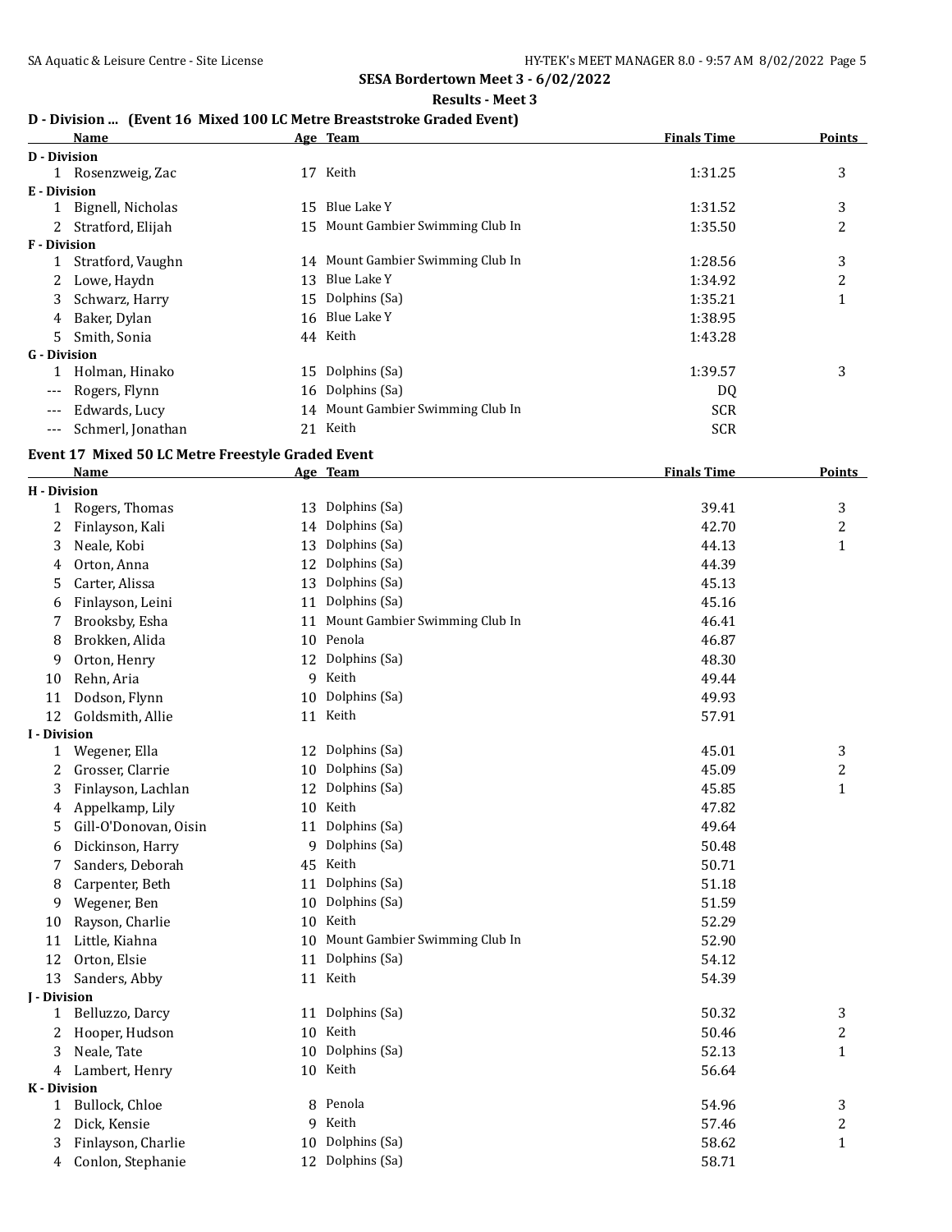**SESA Bordertown Meet 3 - 6/02/2022**

**Results - Meet 3**

### D - Division ... (Event 16 Mixed 100 LC Metre Breaststroke Graded Event)

| | Name | Age | Team | Finals Time | Points |
|---|---|---|---|---|---|
| **D - Division** | | | | | |
| 1 | Rosenzweig, Zac | 17 | Keith | 1:31.25 | 3 |
| **E - Division** | | | | | |
| 1 | Bignell, Nicholas | 15 | Blue Lake Y | 1:31.52 | 3 |
| 2 | Stratford, Elijah | 15 | Mount Gambier Swimming Club In | 1:35.50 | 2 |
| **F - Division** | | | | | |
| 1 | Stratford, Vaughn | 14 | Mount Gambier Swimming Club In | 1:28.56 | 3 |
| 2 | Lowe, Haydn | 13 | Blue Lake Y | 1:34.92 | 2 |
| 3 | Schwarz, Harry | 15 | Dolphins (Sa) | 1:35.21 | 1 |
| 4 | Baker, Dylan | 16 | Blue Lake Y | 1:38.95 | |
| 5 | Smith, Sonia | 44 | Keith | 1:43.28 | |
| **G - Division** | | | | | |
| 1 | Holman, Hinako | 15 | Dolphins (Sa) | 1:39.57 | 3 |
| --- | Rogers, Flynn | 16 | Dolphins (Sa) | DQ | |
| --- | Edwards, Lucy | 14 | Mount Gambier Swimming Club In | SCR | |
| --- | Schmerl, Jonathan | 21 | Keith | SCR | |

### Event 17 Mixed 50 LC Metre Freestyle Graded Event

| | Name | Age | Team | Finals Time | Points |
|---|---|---|---|---|---|
| **H - Division** | | | | | |
| 1 | Rogers, Thomas | 13 | Dolphins (Sa) | 39.41 | 3 |
| 2 | Finlayson, Kali | 14 | Dolphins (Sa) | 42.70 | 2 |
| 3 | Neale, Kobi | 13 | Dolphins (Sa) | 44.13 | 1 |
| 4 | Orton, Anna | 12 | Dolphins (Sa) | 44.39 | |
| 5 | Carter, Alissa | 13 | Dolphins (Sa) | 45.13 | |
| 6 | Finlayson, Leini | 11 | Dolphins (Sa) | 45.16 | |
| 7 | Brooksby, Esha | 11 | Mount Gambier Swimming Club In | 46.41 | |
| 8 | Brokken, Alida | 10 | Penola | 46.87 | |
| 9 | Orton, Henry | 12 | Dolphins (Sa) | 48.30 | |
| 10 | Rehn, Aria | 9 | Keith | 49.44 | |
| 11 | Dodson, Flynn | 10 | Dolphins (Sa) | 49.93 | |
| 12 | Goldsmith, Allie | 11 | Keith | 57.91 | |
| **I - Division** | | | | | |
| 1 | Wegener, Ella | 12 | Dolphins (Sa) | 45.01 | 3 |
| 2 | Grosser, Clarrie | 10 | Dolphins (Sa) | 45.09 | 2 |
| 3 | Finlayson, Lachlan | 12 | Dolphins (Sa) | 45.85 | 1 |
| 4 | Appelkamp, Lily | 10 | Keith | 47.82 | |
| 5 | Gill-O'Donovan, Oisin | 11 | Dolphins (Sa) | 49.64 | |
| 6 | Dickinson, Harry | 9 | Dolphins (Sa) | 50.48 | |
| 7 | Sanders, Deborah | 45 | Keith | 50.71 | |
| 8 | Carpenter, Beth | 11 | Dolphins (Sa) | 51.18 | |
| 9 | Wegener, Ben | 10 | Dolphins (Sa) | 51.59 | |
| 10 | Rayson, Charlie | 10 | Keith | 52.29 | |
| 11 | Little, Kiahna | 10 | Mount Gambier Swimming Club In | 52.90 | |
| 12 | Orton, Elsie | 11 | Dolphins (Sa) | 54.12 | |
| 13 | Sanders, Abby | 11 | Keith | 54.39 | |
| **J - Division** | | | | | |
| 1 | Belluzzo, Darcy | 11 | Dolphins (Sa) | 50.32 | 3 |
| 2 | Hooper, Hudson | 10 | Keith | 50.46 | 2 |
| 3 | Neale, Tate | 10 | Dolphins (Sa) | 52.13 | 1 |
| 4 | Lambert, Henry | 10 | Keith | 56.64 | |
| **K - Division** | | | | | |
| 1 | Bullock, Chloe | 8 | Penola | 54.96 | 3 |
| 2 | Dick, Kensie | 9 | Keith | 57.46 | 2 |
| 3 | Finlayson, Charlie | 10 | Dolphins (Sa) | 58.62 | 1 |
| 4 | Conlon, Stephanie | 12 | Dolphins (Sa) | 58.71 | |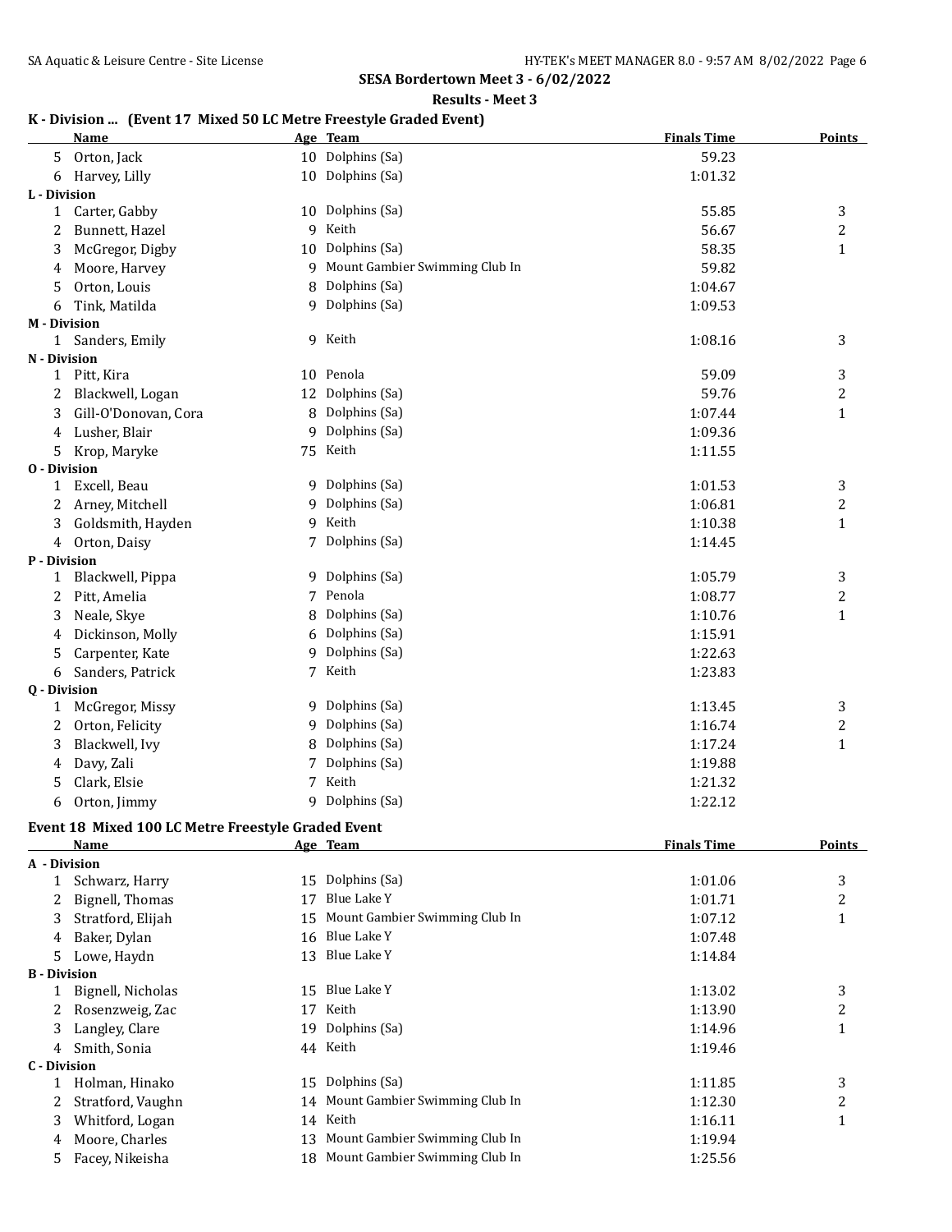## SESA Bordertown Meet 3 - 6/02/2022

### Results - Meet 3

### K - Division ... (Event 17 Mixed 50 LC Metre Freestyle Graded Event)

| | Name | Age | Team | Finals Time | Points |
|---|---|---|---|---|---|
| 5 | Orton, Jack | 10 | Dolphins (Sa) | 59.23 | |
| 6 | Harvey, Lilly | 10 | Dolphins (Sa) | 1:01.32 | |
| **L - Division** | | | | | |
| 1 | Carter, Gabby | 10 | Dolphins (Sa) | 55.85 | 3 |
| 2 | Bunnett, Hazel | 9 | Keith | 56.67 | 2 |
| 3 | McGregor, Digby | 10 | Dolphins (Sa) | 58.35 | 1 |
| 4 | Moore, Harvey | 9 | Mount Gambier Swimming Club In | 59.82 | |
| 5 | Orton, Louis | 8 | Dolphins (Sa) | 1:04.67 | |
| 6 | Tink, Matilda | 9 | Dolphins (Sa) | 1:09.53 | |
| **M - Division** | | | | | |
| 1 | Sanders, Emily | 9 | Keith | 1:08.16 | 3 |
| **N - Division** | | | | | |
| 1 | Pitt, Kira | 10 | Penola | 59.09 | 3 |
| 2 | Blackwell, Logan | 12 | Dolphins (Sa) | 59.76 | 2 |
| 3 | Gill-O'Donovan, Cora | 8 | Dolphins (Sa) | 1:07.44 | 1 |
| 4 | Lusher, Blair | 9 | Dolphins (Sa) | 1:09.36 | |
| 5 | Krop, Maryke | 75 | Keith | 1:11.55 | |
| **O - Division** | | | | | |
| 1 | Excell, Beau | 9 | Dolphins (Sa) | 1:01.53 | 3 |
| 2 | Arney, Mitchell | 9 | Dolphins (Sa) | 1:06.81 | 2 |
| 3 | Goldsmith, Hayden | 9 | Keith | 1:10.38 | 1 |
| 4 | Orton, Daisy | 7 | Dolphins (Sa) | 1:14.45 | |
| **P - Division** | | | | | |
| 1 | Blackwell, Pippa | 9 | Dolphins (Sa) | 1:05.79 | 3 |
| 2 | Pitt, Amelia | 7 | Penola | 1:08.77 | 2 |
| 3 | Neale, Skye | 8 | Dolphins (Sa) | 1:10.76 | 1 |
| 4 | Dickinson, Molly | 6 | Dolphins (Sa) | 1:15.91 | |
| 5 | Carpenter, Kate | 9 | Dolphins (Sa) | 1:22.63 | |
| 6 | Sanders, Patrick | 7 | Keith | 1:23.83 | |
| **Q - Division** | | | | | |
| 1 | McGregor, Missy | 9 | Dolphins (Sa) | 1:13.45 | 3 |
| 2 | Orton, Felicity | 9 | Dolphins (Sa) | 1:16.74 | 2 |
| 3 | Blackwell, Ivy | 8 | Dolphins (Sa) | 1:17.24 | 1 |
| 4 | Davy, Zali | 7 | Dolphins (Sa) | 1:19.88 | |
| 5 | Clark, Elsie | 7 | Keith | 1:21.32 | |
| 6 | Orton, Jimmy | 9 | Dolphins (Sa) | 1:22.12 | |

### Event 18 Mixed 100 LC Metre Freestyle Graded Event

| | Name | Age | Team | Finals Time | Points |
|---|---|---|---|---|---|
| **A - Division** | | | | | |
| 1 | Schwarz, Harry | 15 | Dolphins (Sa) | 1:01.06 | 3 |
| 2 | Bignell, Thomas | 17 | Blue Lake Y | 1:01.71 | 2 |
| 3 | Stratford, Elijah | 15 | Mount Gambier Swimming Club In | 1:07.12 | 1 |
| 4 | Baker, Dylan | 16 | Blue Lake Y | 1:07.48 | |
| 5 | Lowe, Haydn | 13 | Blue Lake Y | 1:14.84 | |
| **B - Division** | | | | | |
| 1 | Bignell, Nicholas | 15 | Blue Lake Y | 1:13.02 | 3 |
| 2 | Rosenzweig, Zac | 17 | Keith | 1:13.90 | 2 |
| 3 | Langley, Clare | 19 | Dolphins (Sa) | 1:14.96 | 1 |
| 4 | Smith, Sonia | 44 | Keith | 1:19.46 | |
| **C - Division** | | | | | |
| 1 | Holman, Hinako | 15 | Dolphins (Sa) | 1:11.85 | 3 |
| 2 | Stratford, Vaughn | 14 | Mount Gambier Swimming Club In | 1:12.30 | 2 |
| 3 | Whitford, Logan | 14 | Keith | 1:16.11 | 1 |
| 4 | Moore, Charles | 13 | Mount Gambier Swimming Club In | 1:19.94 | |
| 5 | Facey, Nikeisha | 18 | Mount Gambier Swimming Club In | 1:25.56 | |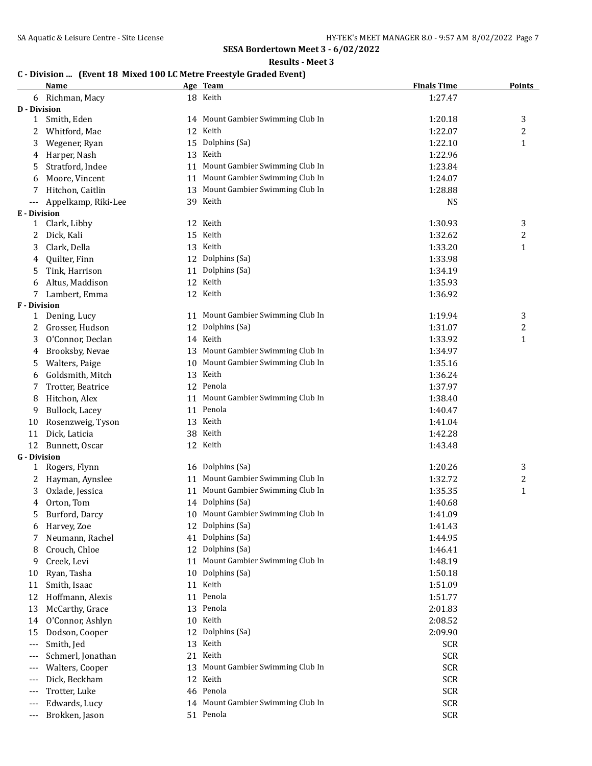## SESA Bordertown Meet 3 - 6/02/2022

### Results - Meet 3

**C - Division ... (Event 18 Mixed 100 LC Metre Freestyle Graded Event)**

| | Name | Age | Team | Finals Time | Points |
|---|---|---|---|---|---|
| 6 | Richman, Macy | 18 | Keith | 1:27.47 | |
| **D - Division** | | | | | |
| 1 | Smith, Eden | 14 | Mount Gambier Swimming Club In | 1:20.18 | 3 |
| 2 | Whitford, Mae | 12 | Keith | 1:22.07 | 2 |
| 3 | Wegener, Ryan | 15 | Dolphins (Sa) | 1:22.10 | 1 |
| 4 | Harper, Nash | 13 | Keith | 1:22.96 | |
| 5 | Stratford, Indee | 11 | Mount Gambier Swimming Club In | 1:23.84 | |
| 6 | Moore, Vincent | 11 | Mount Gambier Swimming Club In | 1:24.07 | |
| 7 | Hitchon, Caitlin | 13 | Mount Gambier Swimming Club In | 1:28.88 | |
| --- | Appelkamp, Riki-Lee | 39 | Keith | NS | |
| **E - Division** | | | | | |
| 1 | Clark, Libby | 12 | Keith | 1:30.93 | 3 |
| 2 | Dick, Kali | 15 | Keith | 1:32.62 | 2 |
| 3 | Clark, Della | 13 | Keith | 1:33.20 | 1 |
| 4 | Quilter, Finn | 12 | Dolphins (Sa) | 1:33.98 | |
| 5 | Tink, Harrison | 11 | Dolphins (Sa) | 1:34.19 | |
| 6 | Altus, Maddison | 12 | Keith | 1:35.93 | |
| 7 | Lambert, Emma | 12 | Keith | 1:36.92 | |
| **F - Division** | | | | | |
| 1 | Dening, Lucy | 11 | Mount Gambier Swimming Club In | 1:19.94 | 3 |
| 2 | Grosser, Hudson | 12 | Dolphins (Sa) | 1:31.07 | 2 |
| 3 | O'Connor, Declan | 14 | Keith | 1:33.92 | 1 |
| 4 | Brooksby, Nevae | 13 | Mount Gambier Swimming Club In | 1:34.97 | |
| 5 | Walters, Paige | 10 | Mount Gambier Swimming Club In | 1:35.16 | |
| 6 | Goldsmith, Mitch | 13 | Keith | 1:36.24 | |
| 7 | Trotter, Beatrice | 12 | Penola | 1:37.97 | |
| 8 | Hitchon, Alex | 11 | Mount Gambier Swimming Club In | 1:38.40 | |
| 9 | Bullock, Lacey | 11 | Penola | 1:40.47 | |
| 10 | Rosenzweig, Tyson | 13 | Keith | 1:41.04 | |
| 11 | Dick, Laticia | 38 | Keith | 1:42.28 | |
| 12 | Bunnett, Oscar | 12 | Keith | 1:43.48 | |
| **G - Division** | | | | | |
| 1 | Rogers, Flynn | 16 | Dolphins (Sa) | 1:20.26 | 3 |
| 2 | Hayman, Aynslee | 11 | Mount Gambier Swimming Club In | 1:32.72 | 2 |
| 3 | Oxlade, Jessica | 11 | Mount Gambier Swimming Club In | 1:35.35 | 1 |
| 4 | Orton, Tom | 14 | Dolphins (Sa) | 1:40.68 | |
| 5 | Burford, Darcy | 10 | Mount Gambier Swimming Club In | 1:41.09 | |
| 6 | Harvey, Zoe | 12 | Dolphins (Sa) | 1:41.43 | |
| 7 | Neumann, Rachel | 41 | Dolphins (Sa) | 1:44.95 | |
| 8 | Crouch, Chloe | 12 | Dolphins (Sa) | 1:46.41 | |
| 9 | Creek, Levi | 11 | Mount Gambier Swimming Club In | 1:48.19 | |
| 10 | Ryan, Tasha | 10 | Dolphins (Sa) | 1:50.18 | |
| 11 | Smith, Isaac | 11 | Keith | 1:51.09 | |
| 12 | Hoffmann, Alexis | 11 | Penola | 1:51.77 | |
| 13 | McCarthy, Grace | 13 | Penola | 2:01.83 | |
| 14 | O'Connor, Ashlyn | 10 | Keith | 2:08.52 | |
| 15 | Dodson, Cooper | 12 | Dolphins (Sa) | 2:09.90 | |
| --- | Smith, Jed | 13 | Keith | SCR | |
| --- | Schmerl, Jonathan | 21 | Keith | SCR | |
| --- | Walters, Cooper | 13 | Mount Gambier Swimming Club In | SCR | |
| --- | Dick, Beckham | 12 | Keith | SCR | |
| --- | Trotter, Luke | 46 | Penola | SCR | |
| --- | Edwards, Lucy | 14 | Mount Gambier Swimming Club In | SCR | |
| --- | Brokken, Jason | 51 | Penola | SCR | |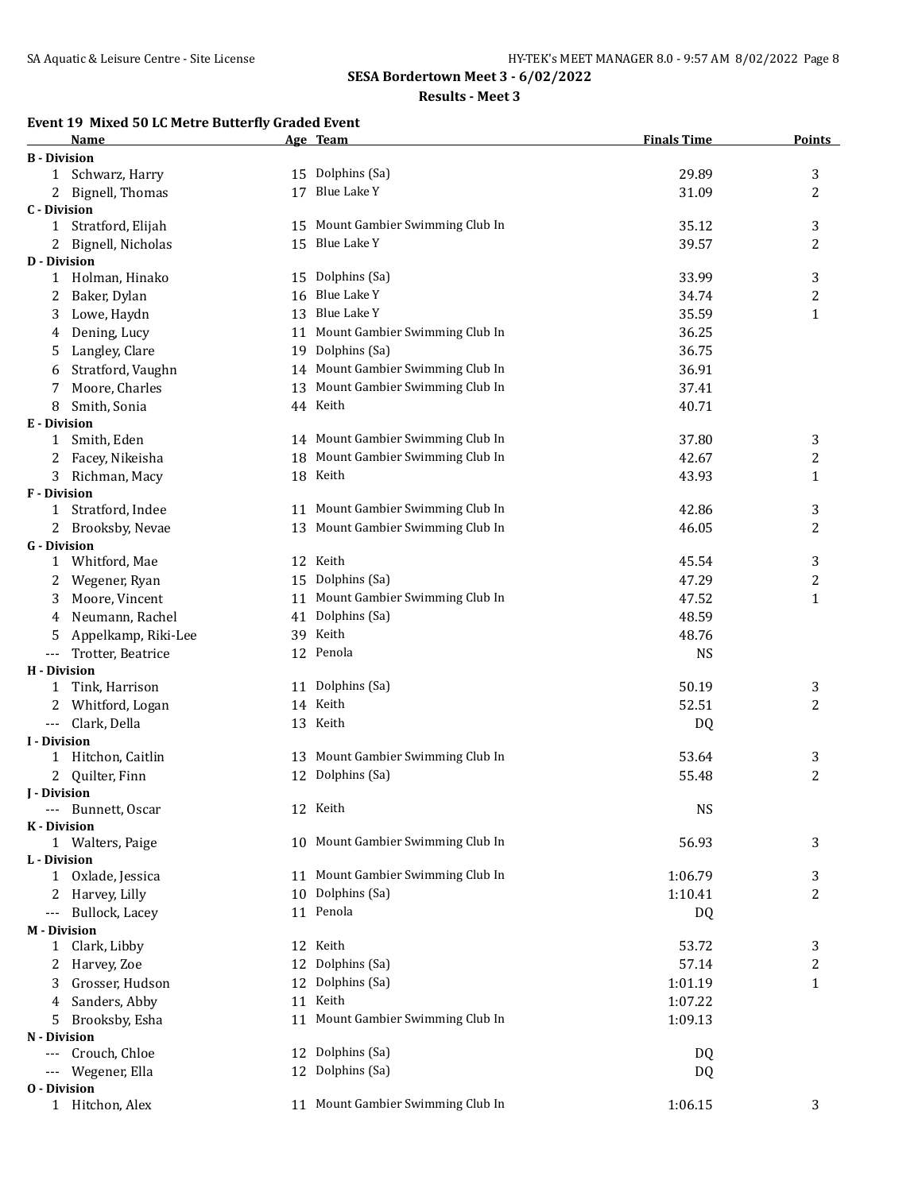## SESA Bordertown Meet 3 - 6/02/2022

### Results - Meet 3

#### Event 19 Mixed 50 LC Metre Butterfly Graded Event

| | Name | Age | Team | Finals Time | Points |
|---|---|---|---|---|---|
| **B - Division** | | | | | |
| 1 | Schwarz, Harry | 15 | Dolphins (Sa) | 29.89 | 3 |
| 2 | Bignell, Thomas | 17 | Blue Lake Y | 31.09 | 2 |
| **C - Division** | | | | | |
| 1 | Stratford, Elijah | 15 | Mount Gambier Swimming Club In | 35.12 | 3 |
| 2 | Bignell, Nicholas | 15 | Blue Lake Y | 39.57 | 2 |
| **D - Division** | | | | | |
| 1 | Holman, Hinako | 15 | Dolphins (Sa) | 33.99 | 3 |
| 2 | Baker, Dylan | 16 | Blue Lake Y | 34.74 | 2 |
| 3 | Lowe, Haydn | 13 | Blue Lake Y | 35.59 | 1 |
| 4 | Dening, Lucy | 11 | Mount Gambier Swimming Club In | 36.25 | |
| 5 | Langley, Clare | 19 | Dolphins (Sa) | 36.75 | |
| 6 | Stratford, Vaughn | 14 | Mount Gambier Swimming Club In | 36.91 | |
| 7 | Moore, Charles | 13 | Mount Gambier Swimming Club In | 37.41 | |
| 8 | Smith, Sonia | 44 | Keith | 40.71 | |
| **E - Division** | | | | | |
| 1 | Smith, Eden | 14 | Mount Gambier Swimming Club In | 37.80 | 3 |
| 2 | Facey, Nikeisha | 18 | Mount Gambier Swimming Club In | 42.67 | 2 |
| 3 | Richman, Macy | 18 | Keith | 43.93 | 1 |
| **F - Division** | | | | | |
| 1 | Stratford, Indee | 11 | Mount Gambier Swimming Club In | 42.86 | 3 |
| 2 | Brooksby, Nevae | 13 | Mount Gambier Swimming Club In | 46.05 | 2 |
| **G - Division** | | | | | |
| 1 | Whitford, Mae | 12 | Keith | 45.54 | 3 |
| 2 | Wegener, Ryan | 15 | Dolphins (Sa) | 47.29 | 2 |
| 3 | Moore, Vincent | 11 | Mount Gambier Swimming Club In | 47.52 | 1 |
| 4 | Neumann, Rachel | 41 | Dolphins (Sa) | 48.59 | |
| 5 | Appelkamp, Riki-Lee | 39 | Keith | 48.76 | |
| --- | Trotter, Beatrice | 12 | Penola | NS | |
| **H - Division** | | | | | |
| 1 | Tink, Harrison | 11 | Dolphins (Sa) | 50.19 | 3 |
| 2 | Whitford, Logan | 14 | Keith | 52.51 | 2 |
| --- | Clark, Della | 13 | Keith | DQ | |
| **I - Division** | | | | | |
| 1 | Hitchon, Caitlin | 13 | Mount Gambier Swimming Club In | 53.64 | 3 |
| 2 | Quilter, Finn | 12 | Dolphins (Sa) | 55.48 | 2 |
| **J - Division** | | | | | |
| --- | Bunnett, Oscar | 12 | Keith | NS | |
| **K - Division** | | | | | |
| 1 | Walters, Paige | 10 | Mount Gambier Swimming Club In | 56.93 | 3 |
| **L - Division** | | | | | |
| 1 | Oxlade, Jessica | 11 | Mount Gambier Swimming Club In | 1:06.79 | 3 |
| 2 | Harvey, Lilly | 10 | Dolphins (Sa) | 1:10.41 | 2 |
| --- | Bullock, Lacey | 11 | Penola | DQ | |
| **M - Division** | | | | | |
| 1 | Clark, Libby | 12 | Keith | 53.72 | 3 |
| 2 | Harvey, Zoe | 12 | Dolphins (Sa) | 57.14 | 2 |
| 3 | Grosser, Hudson | 12 | Dolphins (Sa) | 1:01.19 | 1 |
| 4 | Sanders, Abby | 11 | Keith | 1:07.22 | |
| 5 | Brooksby, Esha | 11 | Mount Gambier Swimming Club In | 1:09.13 | |
| **N - Division** | | | | | |
| --- | Crouch, Chloe | 12 | Dolphins (Sa) | DQ | |
| --- | Wegener, Ella | 12 | Dolphins (Sa) | DQ | |
| **O - Division** | | | | | |
| 1 | Hitchon, Alex | 11 | Mount Gambier Swimming Club In | 1:06.15 | 3 |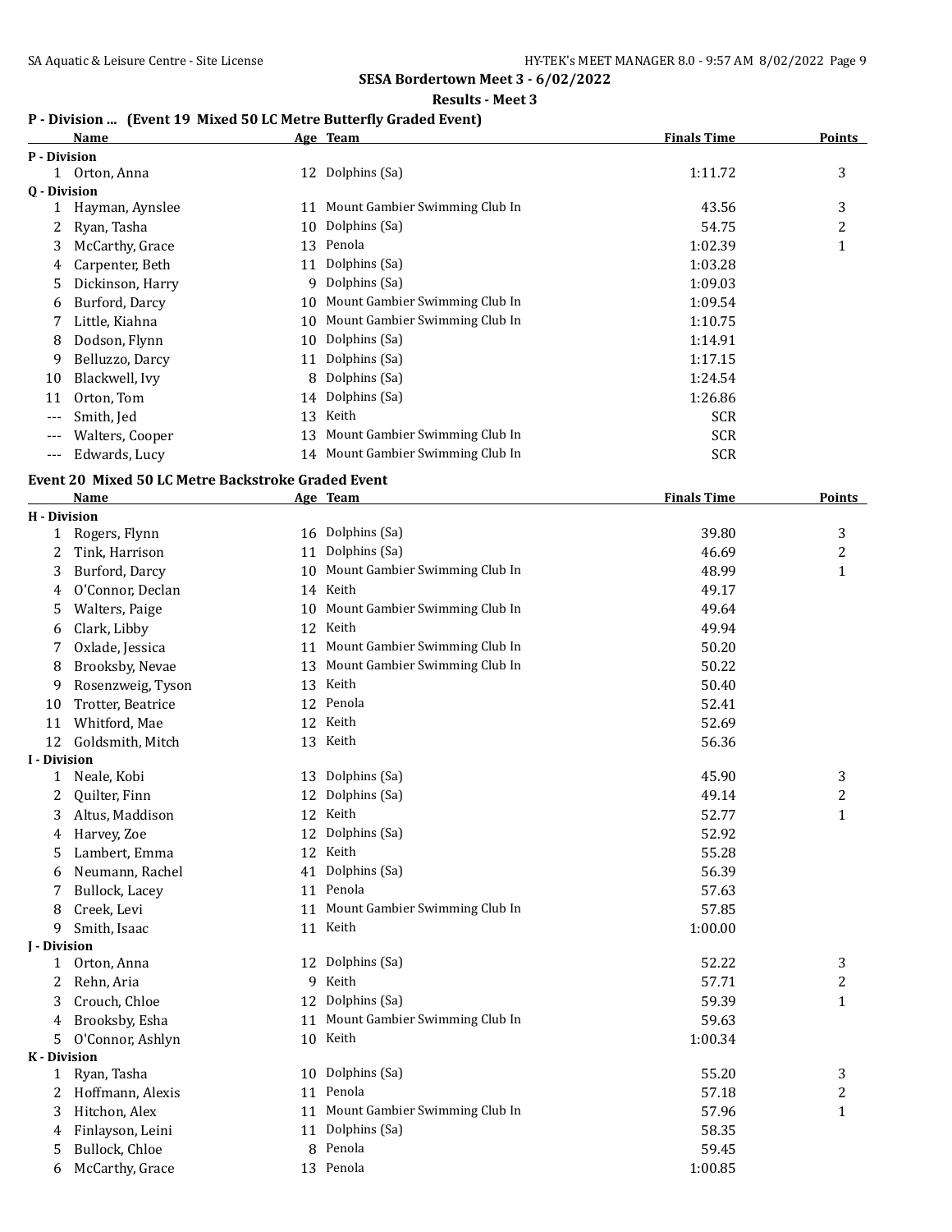**SESA Bordertown Meet 3 - 6/02/2022**

**Results - Meet 3**

### P - Division ... (Event 19 Mixed 50 LC Metre Butterfly Graded Event)

| | Name | Age | Team | Finals Time | Points |
|---|---|---|---|---|---|
| **P - Division** | | | | | |
| 1 | Orton, Anna | 12 | Dolphins (Sa) | 1:11.72 | 3 |
| **Q - Division** | | | | | |
| 1 | Hayman, Aynslee | 11 | Mount Gambier Swimming Club In | 43.56 | 3 |
| 2 | Ryan, Tasha | 10 | Dolphins (Sa) | 54.75 | 2 |
| 3 | McCarthy, Grace | 13 | Penola | 1:02.39 | 1 |
| 4 | Carpenter, Beth | 11 | Dolphins (Sa) | 1:03.28 | |
| 5 | Dickinson, Harry | 9 | Dolphins (Sa) | 1:09.03 | |
| 6 | Burford, Darcy | 10 | Mount Gambier Swimming Club In | 1:09.54 | |
| 7 | Little, Kiahna | 10 | Mount Gambier Swimming Club In | 1:10.75 | |
| 8 | Dodson, Flynn | 10 | Dolphins (Sa) | 1:14.91 | |
| 9 | Belluzzo, Darcy | 11 | Dolphins (Sa) | 1:17.15 | |
| 10 | Blackwell, Ivy | 8 | Dolphins (Sa) | 1:24.54 | |
| 11 | Orton, Tom | 14 | Dolphins (Sa) | 1:26.86 | |
| --- | Smith, Jed | 13 | Keith | SCR | |
| --- | Walters, Cooper | 13 | Mount Gambier Swimming Club In | SCR | |
| --- | Edwards, Lucy | 14 | Mount Gambier Swimming Club In | SCR | |

### Event 20 Mixed 50 LC Metre Backstroke Graded Event

| | Name | Age | Team | Finals Time | Points |
|---|---|---|---|---|---|
| **H - Division** | | | | | |
| 1 | Rogers, Flynn | 16 | Dolphins (Sa) | 39.80 | 3 |
| 2 | Tink, Harrison | 11 | Dolphins (Sa) | 46.69 | 2 |
| 3 | Burford, Darcy | 10 | Mount Gambier Swimming Club In | 48.99 | 1 |
| 4 | O'Connor, Declan | 14 | Keith | 49.17 | |
| 5 | Walters, Paige | 10 | Mount Gambier Swimming Club In | 49.64 | |
| 6 | Clark, Libby | 12 | Keith | 49.94 | |
| 7 | Oxlade, Jessica | 11 | Mount Gambier Swimming Club In | 50.20 | |
| 8 | Brooksby, Nevae | 13 | Mount Gambier Swimming Club In | 50.22 | |
| 9 | Rosenzweig, Tyson | 13 | Keith | 50.40 | |
| 10 | Trotter, Beatrice | 12 | Penola | 52.41 | |
| 11 | Whitford, Mae | 12 | Keith | 52.69 | |
| 12 | Goldsmith, Mitch | 13 | Keith | 56.36 | |
| **I - Division** | | | | | |
| 1 | Neale, Kobi | 13 | Dolphins (Sa) | 45.90 | 3 |
| 2 | Quilter, Finn | 12 | Dolphins (Sa) | 49.14 | 2 |
| 3 | Altus, Maddison | 12 | Keith | 52.77 | 1 |
| 4 | Harvey, Zoe | 12 | Dolphins (Sa) | 52.92 | |
| 5 | Lambert, Emma | 12 | Keith | 55.28 | |
| 6 | Neumann, Rachel | 41 | Dolphins (Sa) | 56.39 | |
| 7 | Bullock, Lacey | 11 | Penola | 57.63 | |
| 8 | Creek, Levi | 11 | Mount Gambier Swimming Club In | 57.85 | |
| 9 | Smith, Isaac | 11 | Keith | 1:00.00 | |
| **J - Division** | | | | | |
| 1 | Orton, Anna | 12 | Dolphins (Sa) | 52.22 | 3 |
| 2 | Rehn, Aria | 9 | Keith | 57.71 | 2 |
| 3 | Crouch, Chloe | 12 | Dolphins (Sa) | 59.39 | 1 |
| 4 | Brooksby, Esha | 11 | Mount Gambier Swimming Club In | 59.63 | |
| 5 | O'Connor, Ashlyn | 10 | Keith | 1:00.34 | |
| **K - Division** | | | | | |
| 1 | Ryan, Tasha | 10 | Dolphins (Sa) | 55.20 | 3 |
| 2 | Hoffmann, Alexis | 11 | Penola | 57.18 | 2 |
| 3 | Hitchon, Alex | 11 | Mount Gambier Swimming Club In | 57.96 | 1 |
| 4 | Finlayson, Leini | 11 | Dolphins (Sa) | 58.35 | |
| 5 | Bullock, Chloe | 8 | Penola | 59.45 | |
| 6 | McCarthy, Grace | 13 | Penola | 1:00.85 | |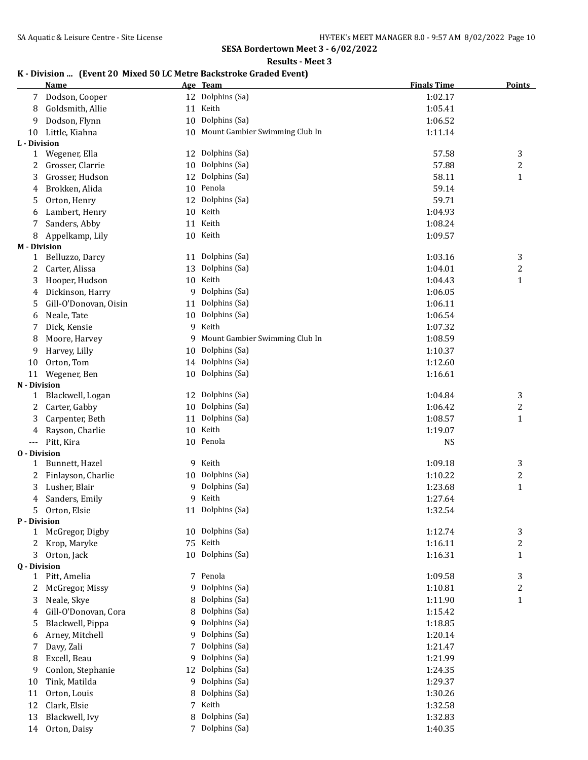**SESA Bordertown Meet 3 - 6/02/2022**

**Results - Meet 3**

### K - Division ... (Event 20 Mixed 50 LC Metre Backstroke Graded Event)

| | Name | Age | Team | Finals Time | Points |
|---|---|---|---|---|---|
| 7 | Dodson, Cooper | 12 | Dolphins (Sa) | 1:02.17 | |
| 8 | Goldsmith, Allie | 11 | Keith | 1:05.41 | |
| 9 | Dodson, Flynn | 10 | Dolphins (Sa) | 1:06.52 | |
| 10 | Little, Kiahna | 10 | Mount Gambier Swimming Club In | 1:11.14 | |
| **L - Division** | | | | | |
| 1 | Wegener, Ella | 12 | Dolphins (Sa) | 57.58 | 3 |
| 2 | Grosser, Clarrie | 10 | Dolphins (Sa) | 57.88 | 2 |
| 3 | Grosser, Hudson | 12 | Dolphins (Sa) | 58.11 | 1 |
| 4 | Brokken, Alida | 10 | Penola | 59.14 | |
| 5 | Orton, Henry | 12 | Dolphins (Sa) | 59.71 | |
| 6 | Lambert, Henry | 10 | Keith | 1:04.93 | |
| 7 | Sanders, Abby | 11 | Keith | 1:08.24 | |
| 8 | Appelkamp, Lily | 10 | Keith | 1:09.57 | |
| **M - Division** | | | | | |
| 1 | Belluzzo, Darcy | 11 | Dolphins (Sa) | 1:03.16 | 3 |
| 2 | Carter, Alissa | 13 | Dolphins (Sa) | 1:04.01 | 2 |
| 3 | Hooper, Hudson | 10 | Keith | 1:04.43 | 1 |
| 4 | Dickinson, Harry | 9 | Dolphins (Sa) | 1:06.05 | |
| 5 | Gill-O'Donovan, Oisin | 11 | Dolphins (Sa) | 1:06.11 | |
| 6 | Neale, Tate | 10 | Dolphins (Sa) | 1:06.54 | |
| 7 | Dick, Kensie | 9 | Keith | 1:07.32 | |
| 8 | Moore, Harvey | 9 | Mount Gambier Swimming Club In | 1:08.59 | |
| 9 | Harvey, Lilly | 10 | Dolphins (Sa) | 1:10.37 | |
| 10 | Orton, Tom | 14 | Dolphins (Sa) | 1:12.60 | |
| 11 | Wegener, Ben | 10 | Dolphins (Sa) | 1:16.61 | |
| **N - Division** | | | | | |
| 1 | Blackwell, Logan | 12 | Dolphins (Sa) | 1:04.84 | 3 |
| 2 | Carter, Gabby | 10 | Dolphins (Sa) | 1:06.42 | 2 |
| 3 | Carpenter, Beth | 11 | Dolphins (Sa) | 1:08.57 | 1 |
| 4 | Rayson, Charlie | 10 | Keith | 1:19.07 | |
| --- | Pitt, Kira | 10 | Penola | NS | |
| **O - Division** | | | | | |
| 1 | Bunnett, Hazel | 9 | Keith | 1:09.18 | 3 |
| 2 | Finlayson, Charlie | 10 | Dolphins (Sa) | 1:10.22 | 2 |
| 3 | Lusher, Blair | 9 | Dolphins (Sa) | 1:23.68 | 1 |
| 4 | Sanders, Emily | 9 | Keith | 1:27.64 | |
| 5 | Orton, Elsie | 11 | Dolphins (Sa) | 1:32.54 | |
| **P - Division** | | | | | |
| 1 | McGregor, Digby | 10 | Dolphins (Sa) | 1:12.74 | 3 |
| 2 | Krop, Maryke | 75 | Keith | 1:16.11 | 2 |
| 3 | Orton, Jack | 10 | Dolphins (Sa) | 1:16.31 | 1 |
| **Q - Division** | | | | | |
| 1 | Pitt, Amelia | 7 | Penola | 1:09.58 | 3 |
| 2 | McGregor, Missy | 9 | Dolphins (Sa) | 1:10.81 | 2 |
| 3 | Neale, Skye | 8 | Dolphins (Sa) | 1:11.90 | 1 |
| 4 | Gill-O'Donovan, Cora | 8 | Dolphins (Sa) | 1:15.42 | |
| 5 | Blackwell, Pippa | 9 | Dolphins (Sa) | 1:18.85 | |
| 6 | Arney, Mitchell | 9 | Dolphins (Sa) | 1:20.14 | |
| 7 | Davy, Zali | 7 | Dolphins (Sa) | 1:21.47 | |
| 8 | Excell, Beau | 9 | Dolphins (Sa) | 1:21.99 | |
| 9 | Conlon, Stephanie | 12 | Dolphins (Sa) | 1:24.35 | |
| 10 | Tink, Matilda | 9 | Dolphins (Sa) | 1:29.37 | |
| 11 | Orton, Louis | 8 | Dolphins (Sa) | 1:30.26 | |
| 12 | Clark, Elsie | 7 | Keith | 1:32.58 | |
| 13 | Blackwell, Ivy | 8 | Dolphins (Sa) | 1:32.83 | |
| 14 | Orton, Daisy | 7 | Dolphins (Sa) | 1:40.35 | |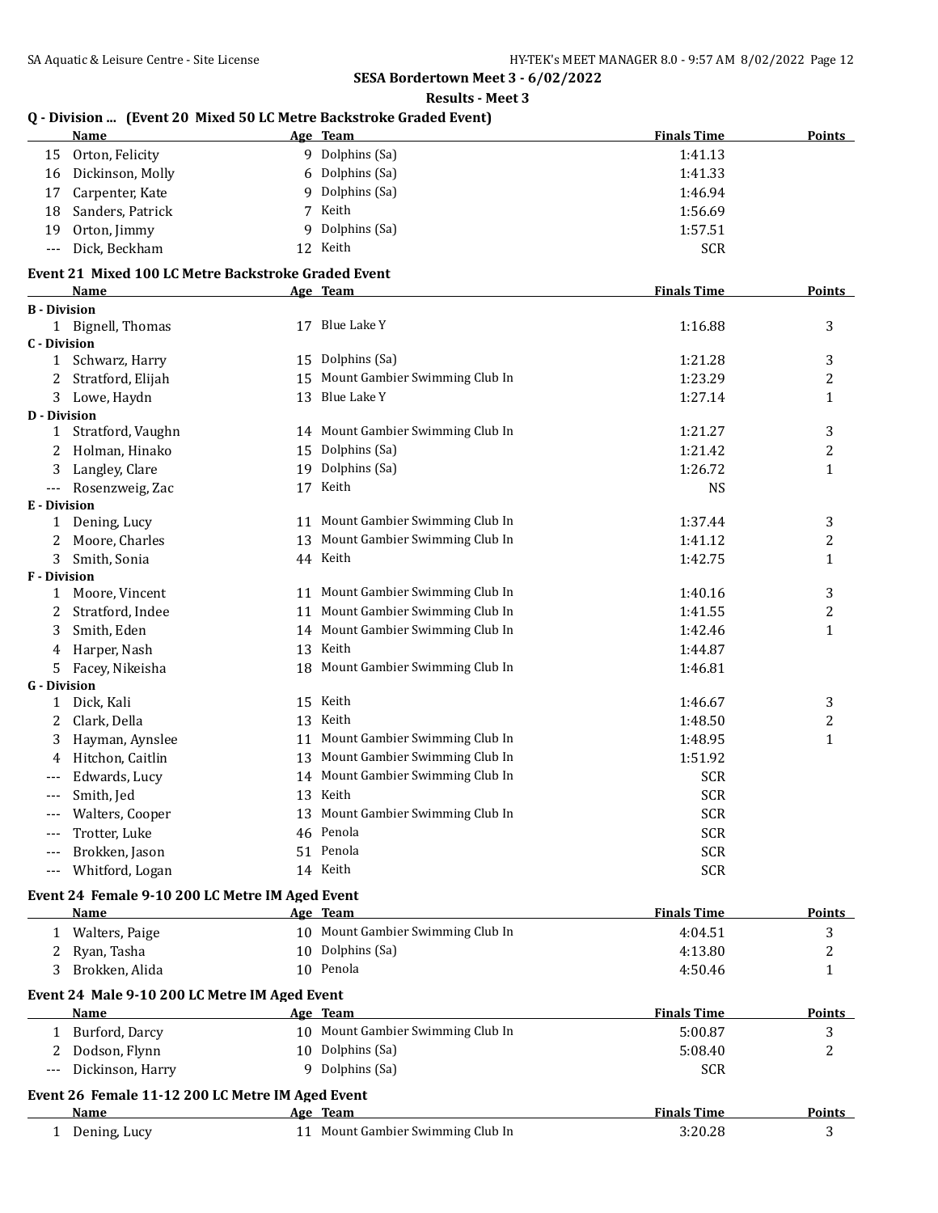## SESA Bordertown Meet 3 - 6/02/2022

### Results - Meet 3

### Q - Division ... (Event 20 Mixed 50 LC Metre Backstroke Graded Event)

| | Name | Age | Team | Finals Time | Points |
|---|---|---|---|---|---|
| 15 | Orton, Felicity | 9 | Dolphins (Sa) | 1:41.13 | |
| 16 | Dickinson, Molly | 6 | Dolphins (Sa) | 1:41.33 | |
| 17 | Carpenter, Kate | 9 | Dolphins (Sa) | 1:46.94 | |
| 18 | Sanders, Patrick | 7 | Keith | 1:56.69 | |
| 19 | Orton, Jimmy | 9 | Dolphins (Sa) | 1:57.51 | |
| --- | Dick, Beckham | 12 | Keith | SCR | |

### Event 21 Mixed 100 LC Metre Backstroke Graded Event

| | Name | Age | Team | Finals Time | Points |
|---|---|---|---|---|---|
| **B - Division** | | | | | |
| 1 | Bignell, Thomas | 17 | Blue Lake Y | 1:16.88 | 3 |
| **C - Division** | | | | | |
| 1 | Schwarz, Harry | 15 | Dolphins (Sa) | 1:21.28 | 3 |
| 2 | Stratford, Elijah | 15 | Mount Gambier Swimming Club In | 1:23.29 | 2 |
| 3 | Lowe, Haydn | 13 | Blue Lake Y | 1:27.14 | 1 |
| **D - Division** | | | | | |
| 1 | Stratford, Vaughn | 14 | Mount Gambier Swimming Club In | 1:21.27 | 3 |
| 2 | Holman, Hinako | 15 | Dolphins (Sa) | 1:21.42 | 2 |
| 3 | Langley, Clare | 19 | Dolphins (Sa) | 1:26.72 | 1 |
| --- | Rosenzweig, Zac | 17 | Keith | NS | |
| **E - Division** | | | | | |
| 1 | Dening, Lucy | 11 | Mount Gambier Swimming Club In | 1:37.44 | 3 |
| 2 | Moore, Charles | 13 | Mount Gambier Swimming Club In | 1:41.12 | 2 |
| 3 | Smith, Sonia | 44 | Keith | 1:42.75 | 1 |
| **F - Division** | | | | | |
| 1 | Moore, Vincent | 11 | Mount Gambier Swimming Club In | 1:40.16 | 3 |
| 2 | Stratford, Indee | 11 | Mount Gambier Swimming Club In | 1:41.55 | 2 |
| 3 | Smith, Eden | 14 | Mount Gambier Swimming Club In | 1:42.46 | 1 |
| 4 | Harper, Nash | 13 | Keith | 1:44.87 | |
| 5 | Facey, Nikeisha | 18 | Mount Gambier Swimming Club In | 1:46.81 | |
| **G - Division** | | | | | |
| 1 | Dick, Kali | 15 | Keith | 1:46.67 | 3 |
| 2 | Clark, Della | 13 | Keith | 1:48.50 | 2 |
| 3 | Hayman, Aynslee | 11 | Mount Gambier Swimming Club In | 1:48.95 | 1 |
| 4 | Hitchon, Caitlin | 13 | Mount Gambier Swimming Club In | 1:51.92 | |
| --- | Edwards, Lucy | 14 | Mount Gambier Swimming Club In | SCR | |
| --- | Smith, Jed | 13 | Keith | SCR | |
| --- | Walters, Cooper | 13 | Mount Gambier Swimming Club In | SCR | |
| --- | Trotter, Luke | 46 | Penola | SCR | |
| --- | Brokken, Jason | 51 | Penola | SCR | |
| --- | Whitford, Logan | 14 | Keith | SCR | |

### Event 24 Female 9-10 200 LC Metre IM Aged Event

| | Name | Age | Team | Finals Time | Points |
|---|---|---|---|---|---|
| 1 | Walters, Paige | 10 | Mount Gambier Swimming Club In | 4:04.51 | 3 |
| 2 | Ryan, Tasha | 10 | Dolphins (Sa) | 4:13.80 | 2 |
| 3 | Brokken, Alida | 10 | Penola | 4:50.46 | 1 |

### Event 24 Male 9-10 200 LC Metre IM Aged Event

| | Name | Age | Team | Finals Time | Points |
|---|---|---|---|---|---|
| 1 | Burford, Darcy | 10 | Mount Gambier Swimming Club In | 5:00.87 | 3 |
| 2 | Dodson, Flynn | 10 | Dolphins (Sa) | 5:08.40 | 2 |
| --- | Dickinson, Harry | 9 | Dolphins (Sa) | SCR | |

### Event 26 Female 11-12 200 LC Metre IM Aged Event

| | Name | Age | Team | Finals Time | Points |
|---|---|---|---|---|---|
| 1 | Dening, Lucy | 11 | Mount Gambier Swimming Club In | 3:20.28 | 3 |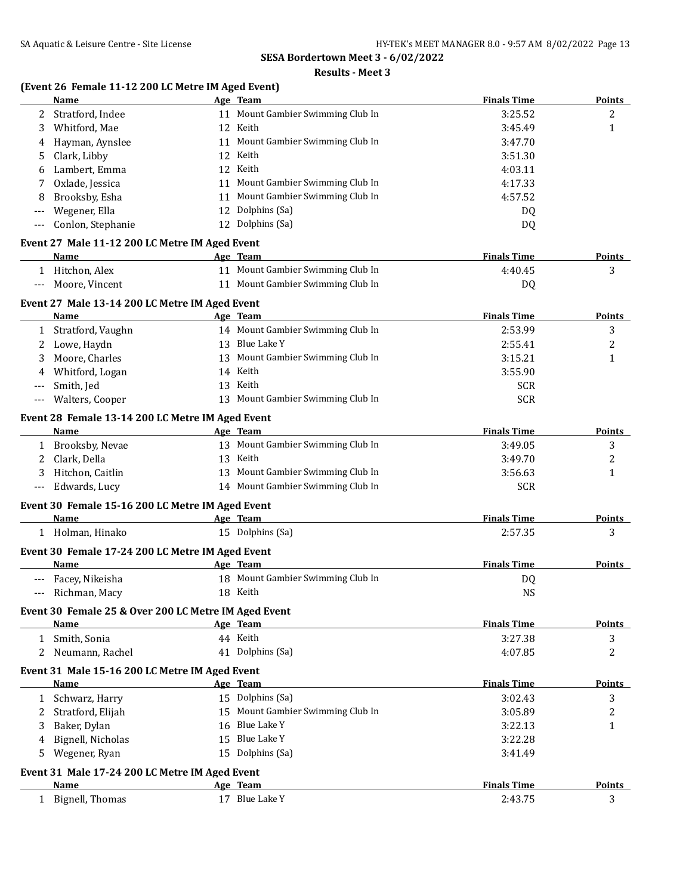**SESA Bordertown Meet 3 - 6/02/2022**

**Results - Meet 3**

### (Event 26 Female 11-12 200 LC Metre IM Aged Event)

| | Name | Age | Team | Finals Time | Points |
|---|---|---|---|---|---|
| 2 | Stratford, Indee | 11 | Mount Gambier Swimming Club In | 3:25.52 | 2 |
| 3 | Whitford, Mae | 12 | Keith | 3:45.49 | 1 |
| 4 | Hayman, Aynslee | 11 | Mount Gambier Swimming Club In | 3:47.70 | |
| 5 | Clark, Libby | 12 | Keith | 3:51.30 | |
| 6 | Lambert, Emma | 12 | Keith | 4:03.11 | |
| 7 | Oxlade, Jessica | 11 | Mount Gambier Swimming Club In | 4:17.33 | |
| 8 | Brooksby, Esha | 11 | Mount Gambier Swimming Club In | 4:57.52 | |
| --- | Wegener, Ella | 12 | Dolphins (Sa) | DQ | |
| --- | Conlon, Stephanie | 12 | Dolphins (Sa) | DQ | |

### Event 27 Male 11-12 200 LC Metre IM Aged Event

| | Name | Age | Team | Finals Time | Points |
|---|---|---|---|---|---|
| 1 | Hitchon, Alex | 11 | Mount Gambier Swimming Club In | 4:40.45 | 3 |
| --- | Moore, Vincent | 11 | Mount Gambier Swimming Club In | DQ | |

### Event 27 Male 13-14 200 LC Metre IM Aged Event

| | Name | Age | Team | Finals Time | Points |
|---|---|---|---|---|---|
| 1 | Stratford, Vaughn | 14 | Mount Gambier Swimming Club In | 2:53.99 | 3 |
| 2 | Lowe, Haydn | 13 | Blue Lake Y | 2:55.41 | 2 |
| 3 | Moore, Charles | 13 | Mount Gambier Swimming Club In | 3:15.21 | 1 |
| 4 | Whitford, Logan | 14 | Keith | 3:55.90 | |
| --- | Smith, Jed | 13 | Keith | SCR | |
| --- | Walters, Cooper | 13 | Mount Gambier Swimming Club In | SCR | |

### Event 28 Female 13-14 200 LC Metre IM Aged Event

| | Name | Age | Team | Finals Time | Points |
|---|---|---|---|---|---|
| 1 | Brooksby, Nevae | 13 | Mount Gambier Swimming Club In | 3:49.05 | 3 |
| 2 | Clark, Della | 13 | Keith | 3:49.70 | 2 |
| 3 | Hitchon, Caitlin | 13 | Mount Gambier Swimming Club In | 3:56.63 | 1 |
| --- | Edwards, Lucy | 14 | Mount Gambier Swimming Club In | SCR | |

### Event 30 Female 15-16 200 LC Metre IM Aged Event

| | Name | Age | Team | Finals Time | Points |
|---|---|---|---|---|---|
| 1 | Holman, Hinako | 15 | Dolphins (Sa) | 2:57.35 | 3 |

### Event 30 Female 17-24 200 LC Metre IM Aged Event

| | Name | Age | Team | Finals Time | Points |
|---|---|---|---|---|---|
| --- | Facey, Nikeisha | 18 | Mount Gambier Swimming Club In | DQ | |
| --- | Richman, Macy | 18 | Keith | NS | |

### Event 30 Female 25 & Over 200 LC Metre IM Aged Event

| | Name | Age | Team | Finals Time | Points |
|---|---|---|---|---|---|
| 1 | Smith, Sonia | 44 | Keith | 3:27.38 | 3 |
| 2 | Neumann, Rachel | 41 | Dolphins (Sa) | 4:07.85 | 2 |

### Event 31 Male 15-16 200 LC Metre IM Aged Event

| | Name | Age | Team | Finals Time | Points |
|---|---|---|---|---|---|
| 1 | Schwarz, Harry | 15 | Dolphins (Sa) | 3:02.43 | 3 |
| 2 | Stratford, Elijah | 15 | Mount Gambier Swimming Club In | 3:05.89 | 2 |
| 3 | Baker, Dylan | 16 | Blue Lake Y | 3:22.13 | 1 |
| 4 | Bignell, Nicholas | 15 | Blue Lake Y | 3:22.28 | |
| 5 | Wegener, Ryan | 15 | Dolphins (Sa) | 3:41.49 | |

### Event 31 Male 17-24 200 LC Metre IM Aged Event

| | Name | Age | Team | Finals Time | Points |
|---|---|---|---|---|---|
| 1 | Bignell, Thomas | 17 | Blue Lake Y | 2:43.75 | 3 |